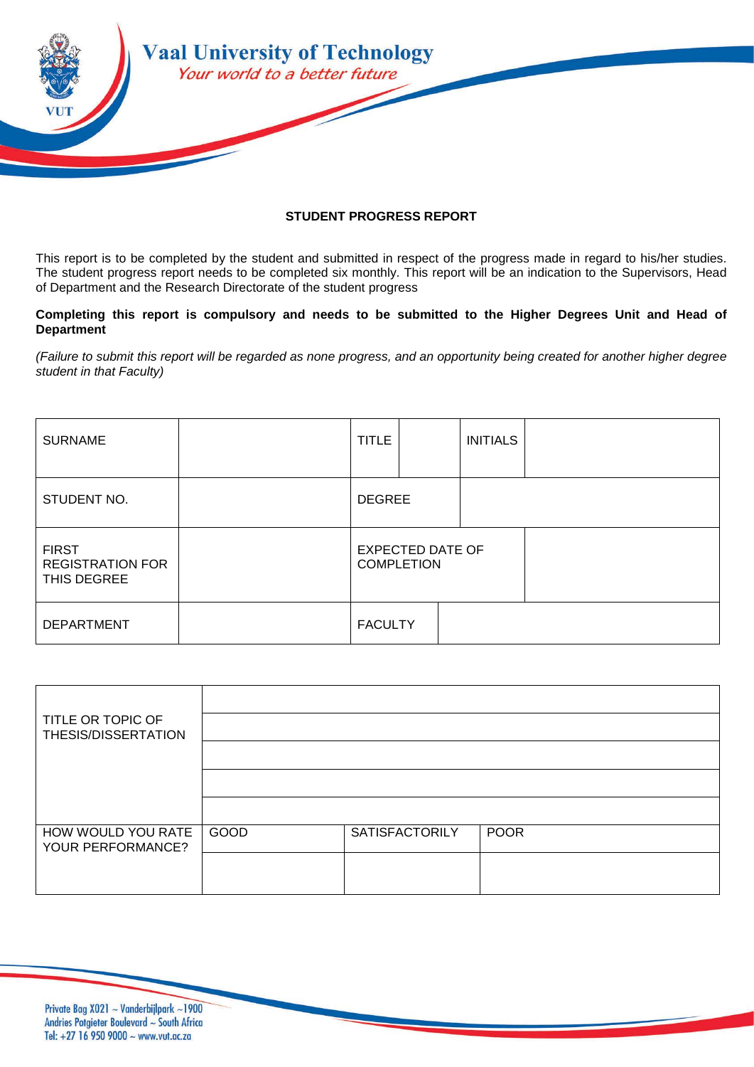Vaal University of Technology

*Your world to a better future*

## STUDENT PROGRESS REPORT

This report is to be completed by the student and submitted in respect of the progress made in regard to his/her studies. The student progress report needs to be completed six monthly. This report will be an indication to the Supervisors, Head of Department and the Research Directorate of the student progress

**Completing this report is compulsory and needs to be submitted to the Higher Degrees Unit and Head of Department**

*(Failure to submit this report will be regarded as none progress, and an opportunity being created for another higher degree student in that Faculty)*

| SURNAME | | TITLE | | INITIALS | |
|---|---|---|---|---|---|
| STUDENT NO. | | DEGREE | | | |
| FIRST REGISTRATION FOR THIS DEGREE | | EXPECTED DATE OF COMPLETION | | | |
| DEPARTMENT | | FACULTY | | | |

| TITLE OR TOPIC OF THESIS/DISSERTATION | | | |
|---|---|---|---|
| | | | |
| | | | |
| | | | |
| | | | |
| HOW WOULD YOU RATE YOUR PERFORMANCE? | GOOD | SATISFACTORILY | POOR |
| | | | |

Private Bag X021 ~ Vanderbijlpark ~1900
Andries Potgieter Boulevard ~ South Africa
Tel: +27 16 950 9000 ~ www.vut.ac.za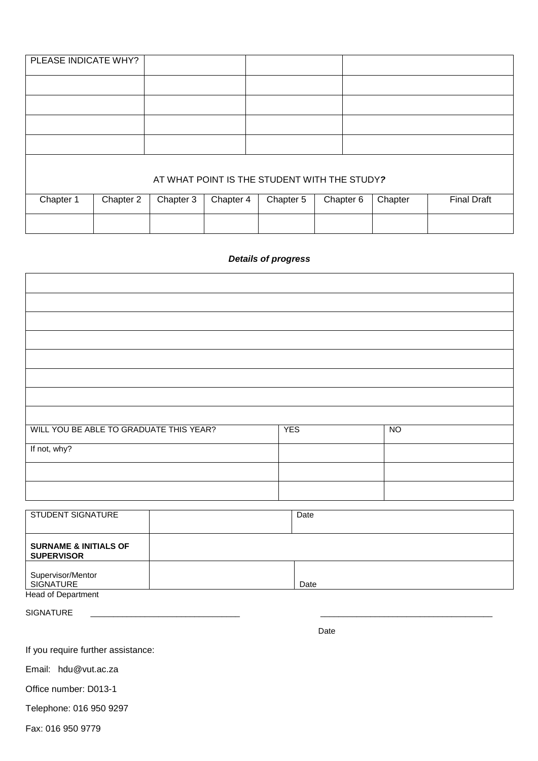| | | | |
|---|---|---|---|
| PLEASE INDICATE WHY? | | | |
| | | | |
| | | | |
| | | | |
| | | | |

| | | | | | | | |
|---|---|---|---|---|---|---|---|
| AT WHAT POINT IS THE STUDENT WITH THE STUDY***?*** | | | | | | | |
| Chapter 1 | Chapter 2 | Chapter 3 | Chapter 4 | Chapter 5 | Chapter 6 | Chapter | Final Draft |
| | | | | | | | |

***Details of progress***

| | | |
|---|---|---|
| | | |
| | | |
| | | |
| | | |
| | | |
| | | |
| | | |
| | | |
| WILL YOU BE ABLE TO GRADUATE THIS YEAR? | YES | NO |
| If not, why? | | |
| | | |
| | | |

| | | |
|---|---|---|
| STUDENT SIGNATURE | | Date |
| **SURNAME & INITIALS OF SUPERVISOR** | | |
| Supervisor/Mentor SIGNATURE | | Date |

Head of Department

SIGNATURE ________________________________ ____________________________________

Date

If you require further assistance:

Email: hdu@vut.ac.za

Office number: D013-1

Telephone: 016 950 9297

Fax: 016 950 9779